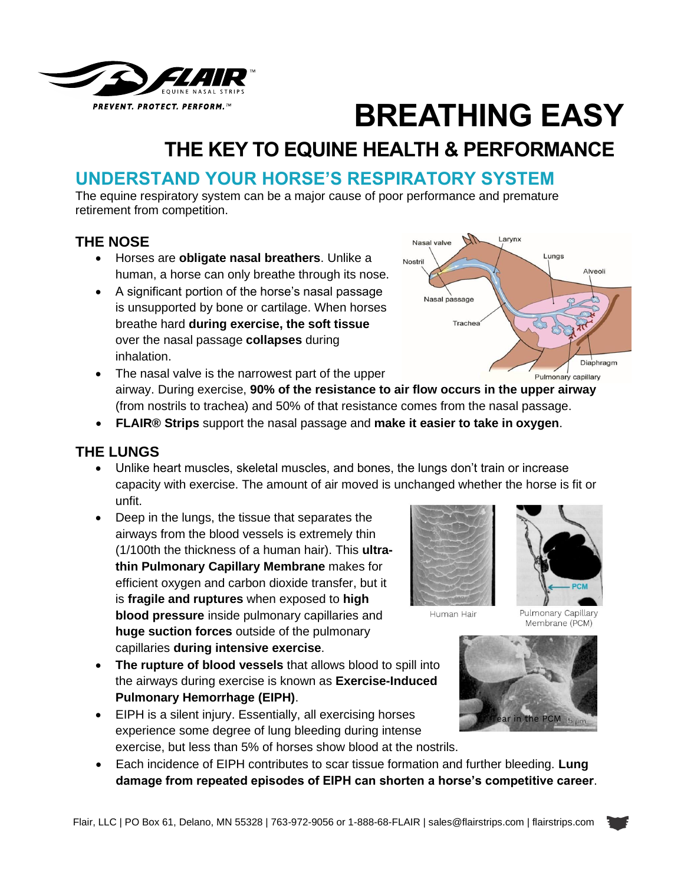FLAIR™ EQUINE NASAL STRIPS

PREVENT. PROTECT. PERFORM.™

# BREATHING EASY

## THE KEY TO EQUINE HEALTH & PERFORMANCE

## UNDERSTAND YOUR HORSE'S RESPIRATORY SYSTEM

The equine respiratory system can be a major cause of poor performance and premature retirement from competition.

### THE NOSE

- Horses are **obligate nasal breathers**. Unlike a human, a horse can only breathe through its nose.
- A significant portion of the horse's nasal passage is unsupported by bone or cartilage. When horses breathe hard **during exercise, the soft tissue** over the nasal passage **collapses** during inhalation.
- The nasal valve is the narrowest part of the upper airway. During exercise, **90% of the resistance to air flow occurs in the upper airway** (from nostrils to trachea) and 50% of that resistance comes from the nasal passage.
- **FLAIR® Strips** support the nasal passage and **make it easier to take in oxygen**.

### THE LUNGS

- Unlike heart muscles, skeletal muscles, and bones, the lungs don't train or increase capacity with exercise. The amount of air moved is unchanged whether the horse is fit or unfit.
- Deep in the lungs, the tissue that separates the airways from the blood vessels is extremely thin (1/100th the thickness of a human hair). This **ultra-thin Pulmonary Capillary Membrane** makes for efficient oxygen and carbon dioxide transfer, but it is **fragile and ruptures** when exposed to **high blood pressure** inside pulmonary capillaries and **huge suction forces** outside of the pulmonary capillaries **during intensive exercise**.
- **The rupture of blood vessels** that allows blood to spill into the airways during exercise is known as **Exercise-Induced Pulmonary Hemorrhage (EIPH)**.
- EIPH is a silent injury. Essentially, all exercising horses experience some degree of lung bleeding during intense exercise, but less than 5% of horses show blood at the nostrils.
- Each incidence of EIPH contributes to scar tissue formation and further bleeding. **Lung damage from repeated episodes of EIPH can shorten a horse's competitive career**.

Human Hair

Pulmonary Capillary Membrane (PCM)

Tear in the PCM

Flair, LLC | PO Box 61, Delano, MN 55328 | 763-972-9056 or 1-888-68-FLAIR | sales@flairstrips.com | flairstrips.com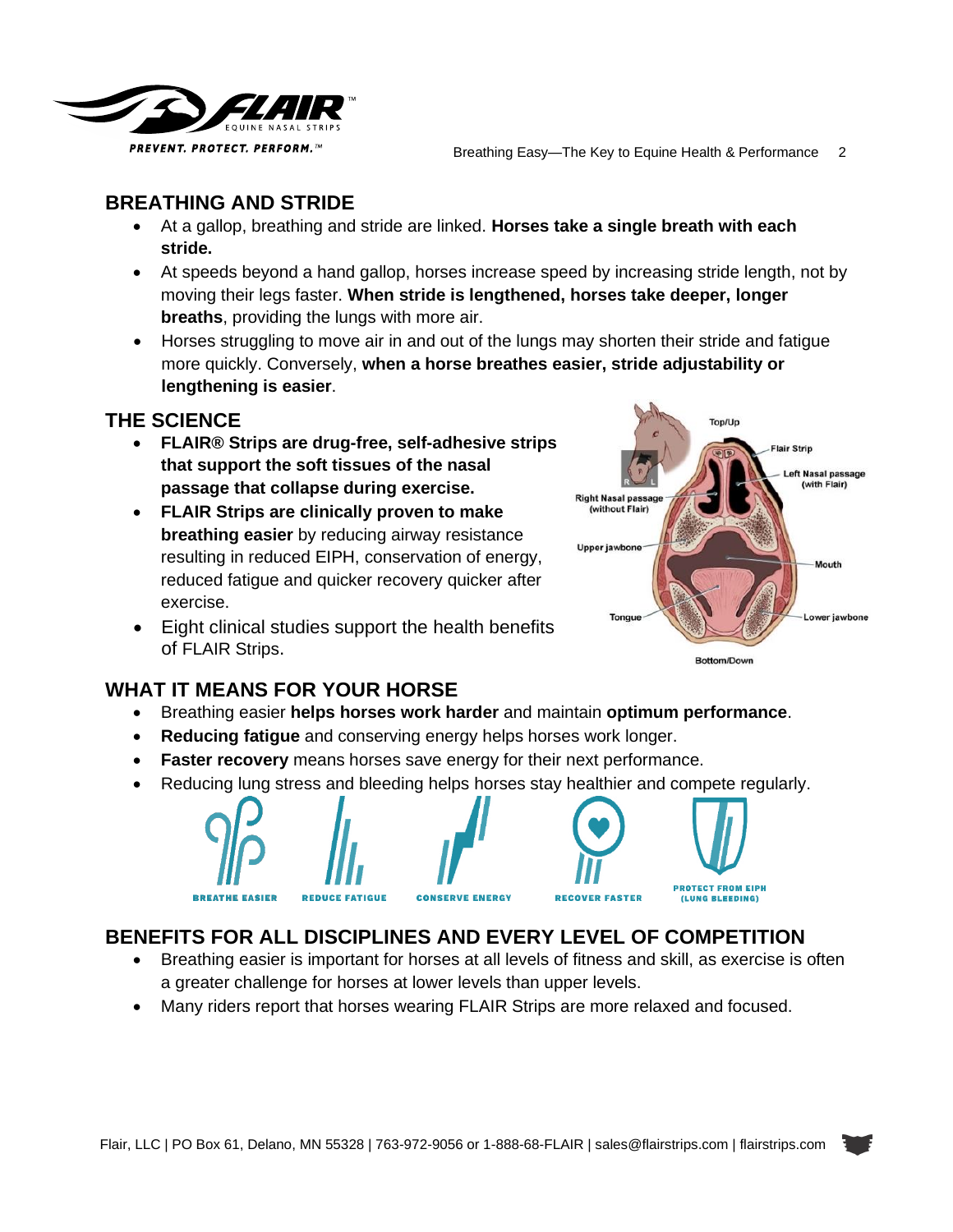## BREATHING AND STRIDE

- At a gallop, breathing and stride are linked. **Horses take a single breath with each stride.**
- At speeds beyond a hand gallop, horses increase speed by increasing stride length, not by moving their legs faster. **When stride is lengthened, horses take deeper, longer breaths**, providing the lungs with more air.
- Horses struggling to move air in and out of the lungs may shorten their stride and fatigue more quickly. Conversely, **when a horse breathes easier, stride adjustability or lengthening is easier**.

## THE SCIENCE

- **FLAIR® Strips are drug-free, self-adhesive strips that support the soft tissues of the nasal passage that collapse during exercise.**
- **FLAIR Strips are clinically proven to make breathing easier** by reducing airway resistance resulting in reduced EIPH, conservation of energy, reduced fatigue and quicker recovery quicker after exercise.
- Eight clinical studies support the health benefits of FLAIR Strips.

Top/Up
Flair Strip
Left Nasal passage (with Flair)
Right Nasal passage (without Flair)
Upper jawbone
Mouth
Tongue
Lower jawbone
Bottom/Down

## WHAT IT MEANS FOR YOUR HORSE

- Breathing easier **helps horses work harder** and maintain **optimum performance**.
- **Reducing fatigue** and conserving energy helps horses work longer.
- **Faster recovery** means horses save energy for their next performance.
- Reducing lung stress and bleeding helps horses stay healthier and compete regularly.

BREATHE EASIER
REDUCE FATIGUE
CONSERVE ENERGY
RECOVER FASTER
PROTECT FROM EIPH (LUNG BLEEDING)

## BENEFITS FOR ALL DISCIPLINES AND EVERY LEVEL OF COMPETITION

- Breathing easier is important for horses at all levels of fitness and skill, as exercise is often a greater challenge for horses at lower levels than upper levels.
- Many riders report that horses wearing FLAIR Strips are more relaxed and focused.

Flair, LLC | PO Box 61, Delano, MN 55328 | 763-972-9056 or 1-888-68-FLAIR | sales@flairstrips.com | flairstrips.com